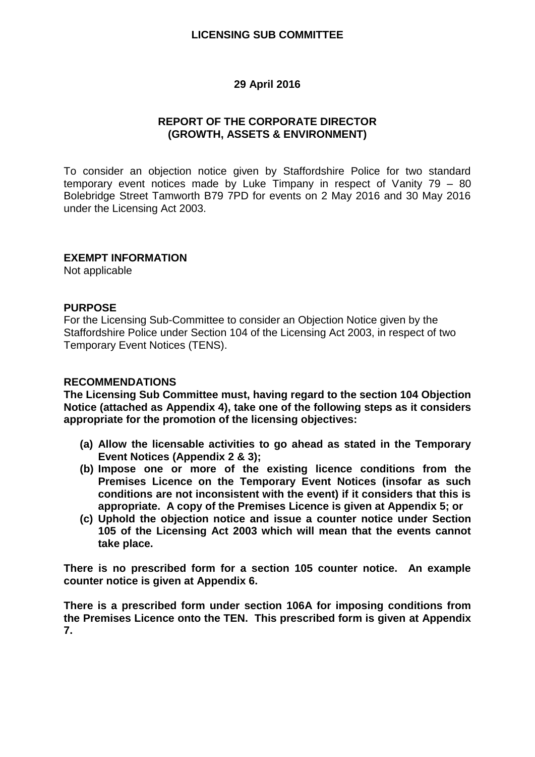# LICENSING SUB COMMITTEE

## 29 April 2016

## REPORT OF THE CORPORATE DIRECTOR (GROWTH, ASSETS & ENVIRONMENT)

To consider an objection notice given by Staffordshire Police for two standard temporary event notices made by Luke Timpany in respect of Vanity 79 – 80 Bolebridge Street Tamworth B79 7PD for events on 2 May 2016 and 30 May 2016 under the Licensing Act 2003.

### EXEMPT INFORMATION

Not applicable

### PURPOSE

For the Licensing Sub-Committee to consider an Objection Notice given by the Staffordshire Police under Section 104 of the Licensing Act 2003, in respect of two Temporary Event Notices (TENS).

### RECOMMENDATIONS

**The Licensing Sub Committee must, having regard to the section 104 Objection Notice (attached as Appendix 4), take one of the following steps as it considers appropriate for the promotion of the licensing objectives:**

- **(a) Allow the licensable activities to go ahead as stated in the Temporary Event Notices (Appendix 2 & 3);**
- **(b) Impose one or more of the existing licence conditions from the Premises Licence on the Temporary Event Notices (insofar as such conditions are not inconsistent with the event) if it considers that this is appropriate. A copy of the Premises Licence is given at Appendix 5; or**
- **(c) Uphold the objection notice and issue a counter notice under Section 105 of the Licensing Act 2003 which will mean that the events cannot take place.**

**There is no prescribed form for a section 105 counter notice. An example counter notice is given at Appendix 6.**

**There is a prescribed form under section 106A for imposing conditions from the Premises Licence onto the TEN. This prescribed form is given at Appendix 7.**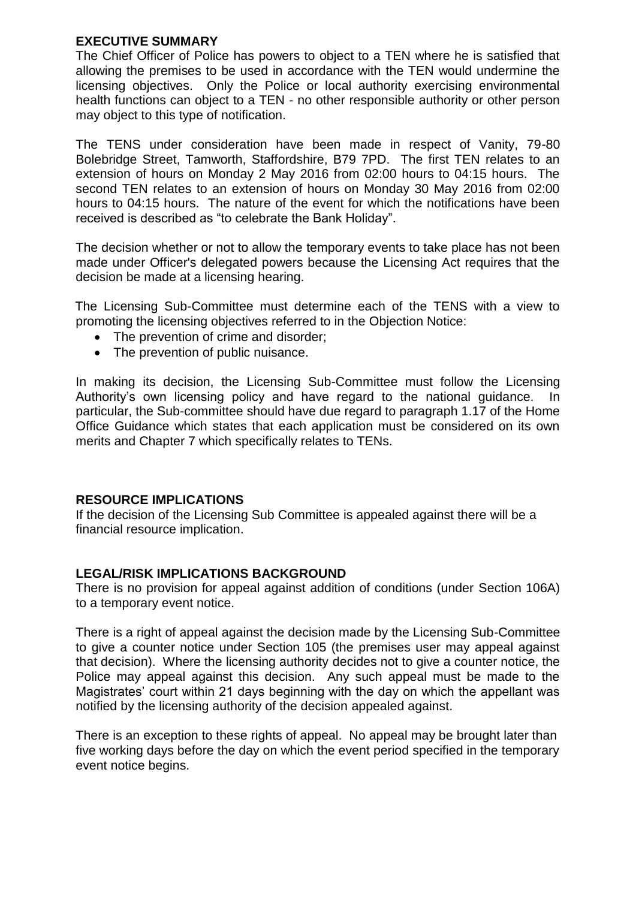## EXECUTIVE SUMMARY

The Chief Officer of Police has powers to object to a TEN where he is satisfied that allowing the premises to be used in accordance with the TEN would undermine the licensing objectives. Only the Police or local authority exercising environmental health functions can object to a TEN - no other responsible authority or other person may object to this type of notification.

The TENS under consideration have been made in respect of Vanity, 79-80 Bolebridge Street, Tamworth, Staffordshire, B79 7PD. The first TEN relates to an extension of hours on Monday 2 May 2016 from 02:00 hours to 04:15 hours. The second TEN relates to an extension of hours on Monday 30 May 2016 from 02:00 hours to 04:15 hours. The nature of the event for which the notifications have been received is described as "to celebrate the Bank Holiday".

The decision whether or not to allow the temporary events to take place has not been made under Officer's delegated powers because the Licensing Act requires that the decision be made at a licensing hearing.

The Licensing Sub-Committee must determine each of the TENS with a view to promoting the licensing objectives referred to in the Objection Notice:

- The prevention of crime and disorder;
- The prevention of public nuisance.

In making its decision, the Licensing Sub-Committee must follow the Licensing Authority's own licensing policy and have regard to the national guidance. In particular, the Sub-committee should have due regard to paragraph 1.17 of the Home Office Guidance which states that each application must be considered on its own merits and Chapter 7 which specifically relates to TENs.

## RESOURCE IMPLICATIONS

If the decision of the Licensing Sub Committee is appealed against there will be a financial resource implication.

## LEGAL/RISK IMPLICATIONS BACKGROUND

There is no provision for appeal against addition of conditions (under Section 106A) to a temporary event notice.

There is a right of appeal against the decision made by the Licensing Sub-Committee to give a counter notice under Section 105 (the premises user may appeal against that decision). Where the licensing authority decides not to give a counter notice, the Police may appeal against this decision. Any such appeal must be made to the Magistrates' court within 21 days beginning with the day on which the appellant was notified by the licensing authority of the decision appealed against.

There is an exception to these rights of appeal. No appeal may be brought later than five working days before the day on which the event period specified in the temporary event notice begins.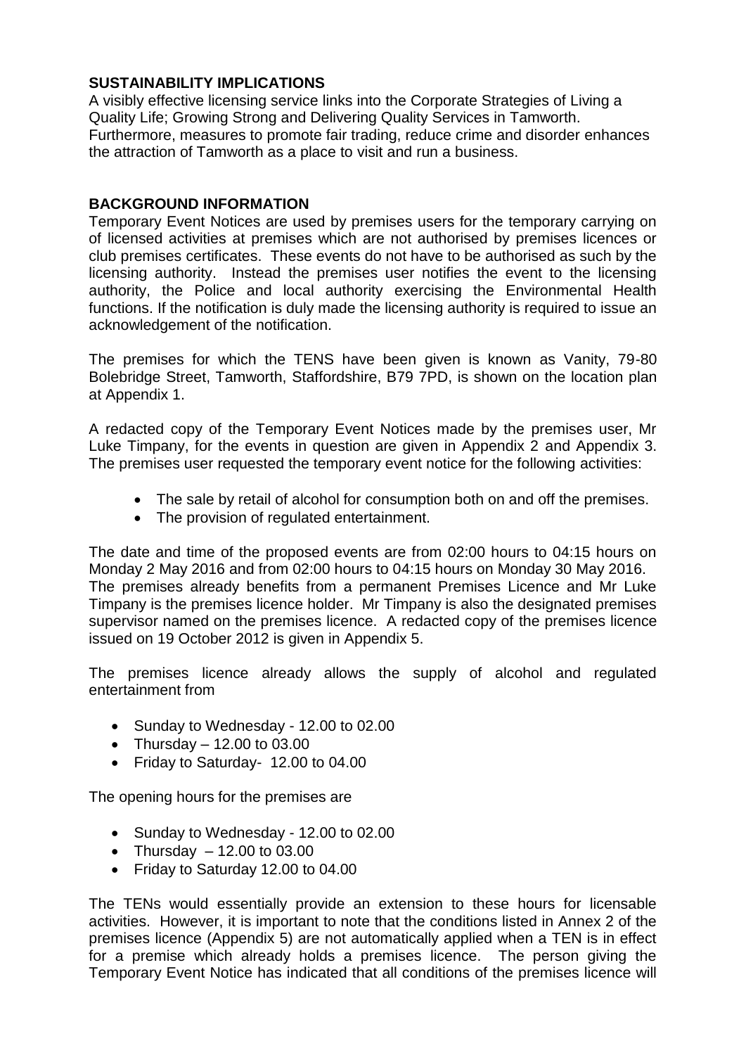## SUSTAINABILITY IMPLICATIONS

A visibly effective licensing service links into the Corporate Strategies of Living a Quality Life; Growing Strong and Delivering Quality Services in Tamworth. Furthermore, measures to promote fair trading, reduce crime and disorder enhances the attraction of Tamworth as a place to visit and run a business.

## BACKGROUND INFORMATION

Temporary Event Notices are used by premises users for the temporary carrying on of licensed activities at premises which are not authorised by premises licences or club premises certificates. These events do not have to be authorised as such by the licensing authority. Instead the premises user notifies the event to the licensing authority, the Police and local authority exercising the Environmental Health functions. If the notification is duly made the licensing authority is required to issue an acknowledgement of the notification.

The premises for which the TENS have been given is known as Vanity, 79-80 Bolebridge Street, Tamworth, Staffordshire, B79 7PD, is shown on the location plan at Appendix 1.

A redacted copy of the Temporary Event Notices made by the premises user, Mr Luke Timpany, for the events in question are given in Appendix 2 and Appendix 3. The premises user requested the temporary event notice for the following activities:

- The sale by retail of alcohol for consumption both on and off the premises.
- The provision of regulated entertainment.

The date and time of the proposed events are from 02:00 hours to 04:15 hours on Monday 2 May 2016 and from 02:00 hours to 04:15 hours on Monday 30 May 2016. The premises already benefits from a permanent Premises Licence and Mr Luke Timpany is the premises licence holder. Mr Timpany is also the designated premises supervisor named on the premises licence. A redacted copy of the premises licence issued on 19 October 2012 is given in Appendix 5.

The premises licence already allows the supply of alcohol and regulated entertainment from

- Sunday to Wednesday - 12.00 to 02.00
- Thursday – 12.00 to 03.00
- Friday to Saturday- 12.00 to 04.00

The opening hours for the premises are

- Sunday to Wednesday - 12.00 to 02.00
- Thursday – 12.00 to 03.00
- Friday to Saturday 12.00 to 04.00

The TENs would essentially provide an extension to these hours for licensable activities. However, it is important to note that the conditions listed in Annex 2 of the premises licence (Appendix 5) are not automatically applied when a TEN is in effect for a premise which already holds a premises licence. The person giving the Temporary Event Notice has indicated that all conditions of the premises licence will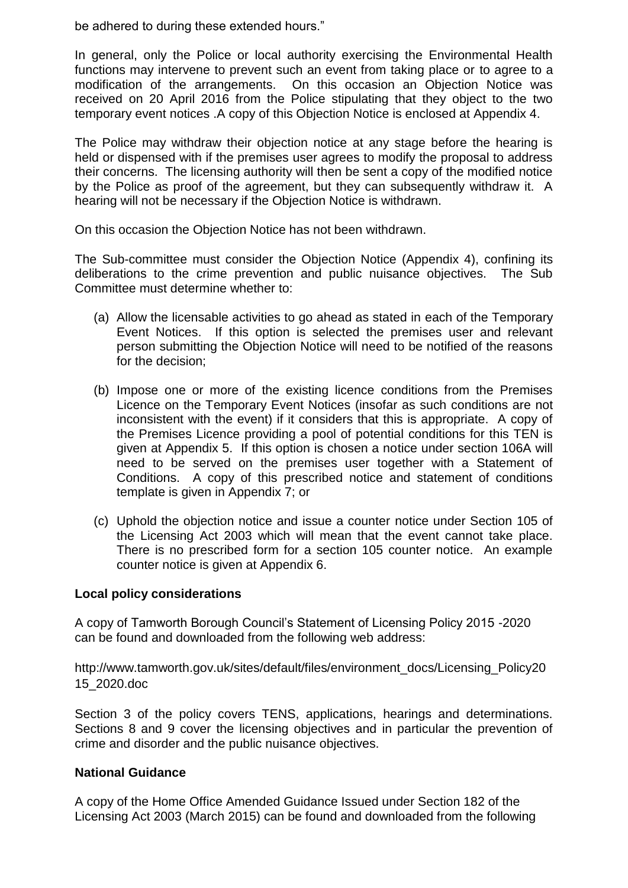be adhered to during these extended hours."

In general, only the Police or local authority exercising the Environmental Health functions may intervene to prevent such an event from taking place or to agree to a modification of the arrangements. On this occasion an Objection Notice was received on 20 April 2016 from the Police stipulating that they object to the two temporary event notices .A copy of this Objection Notice is enclosed at Appendix 4.

The Police may withdraw their objection notice at any stage before the hearing is held or dispensed with if the premises user agrees to modify the proposal to address their concerns. The licensing authority will then be sent a copy of the modified notice by the Police as proof of the agreement, but they can subsequently withdraw it. A hearing will not be necessary if the Objection Notice is withdrawn.

On this occasion the Objection Notice has not been withdrawn.

The Sub-committee must consider the Objection Notice (Appendix 4), confining its deliberations to the crime prevention and public nuisance objectives. The Sub Committee must determine whether to:

(a) Allow the licensable activities to go ahead as stated in each of the Temporary Event Notices. If this option is selected the premises user and relevant person submitting the Objection Notice will need to be notified of the reasons for the decision;

(b) Impose one or more of the existing licence conditions from the Premises Licence on the Temporary Event Notices (insofar as such conditions are not inconsistent with the event) if it considers that this is appropriate. A copy of the Premises Licence providing a pool of potential conditions for this TEN is given at Appendix 5. If this option is chosen a notice under section 106A will need to be served on the premises user together with a Statement of Conditions. A copy of this prescribed notice and statement of conditions template is given in Appendix 7; or

(c) Uphold the objection notice and issue a counter notice under Section 105 of the Licensing Act 2003 which will mean that the event cannot take place. There is no prescribed form for a section 105 counter notice. An example counter notice is given at Appendix 6.

**Local policy considerations**

A copy of Tamworth Borough Council's Statement of Licensing Policy 2015 -2020 can be found and downloaded from the following web address:

http://www.tamworth.gov.uk/sites/default/files/environment_docs/Licensing_Policy2015_2020.doc

Section 3 of the policy covers TENS, applications, hearings and determinations. Sections 8 and 9 cover the licensing objectives and in particular the prevention of crime and disorder and the public nuisance objectives.

**National Guidance**

A copy of the Home Office Amended Guidance Issued under Section 182 of the Licensing Act 2003 (March 2015) can be found and downloaded from the following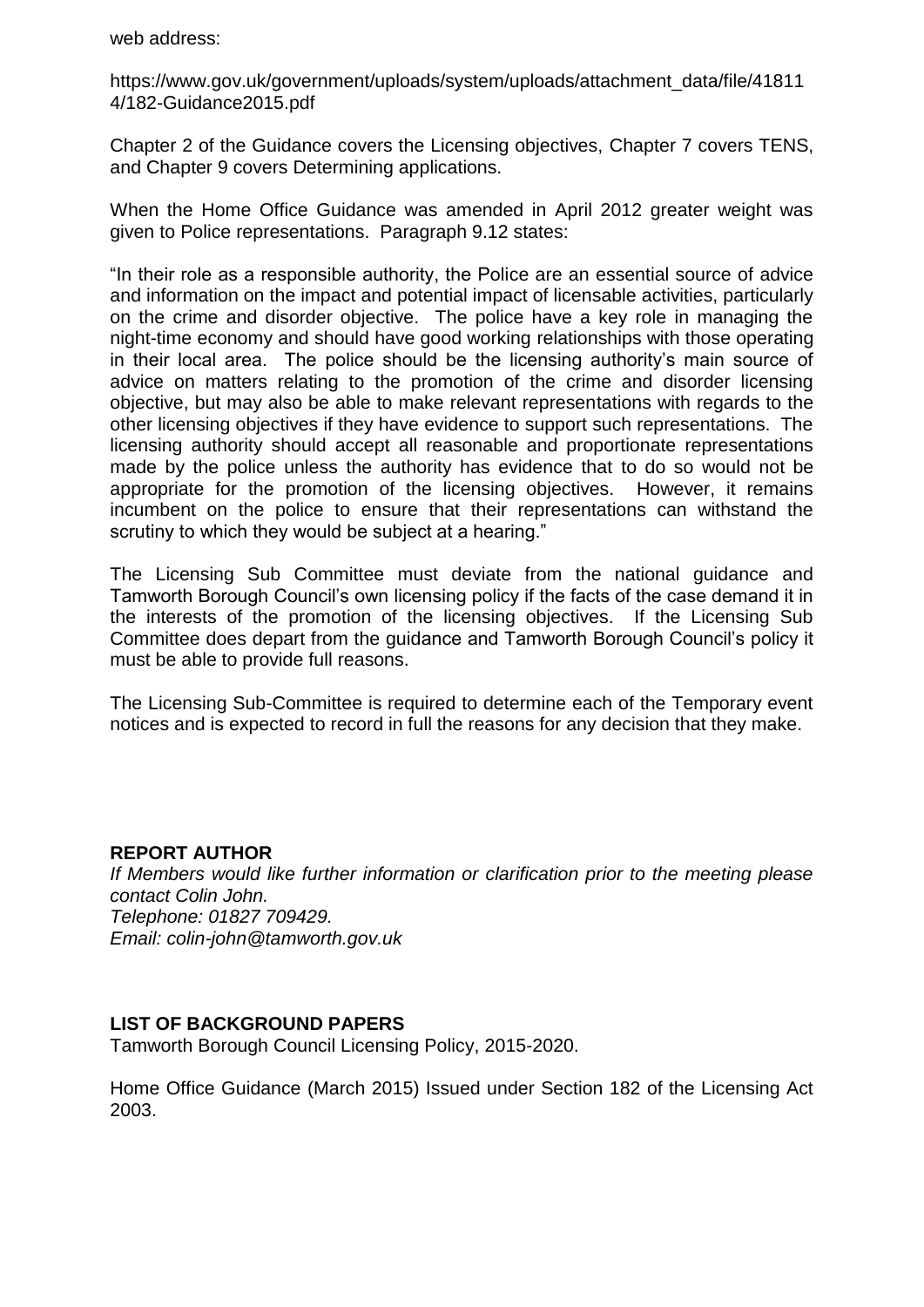web address:

https://www.gov.uk/government/uploads/system/uploads/attachment_data/file/418114/182-Guidance2015.pdf

Chapter 2 of the Guidance covers the Licensing objectives, Chapter 7 covers TENS, and Chapter 9 covers Determining applications.

When the Home Office Guidance was amended in April 2012 greater weight was given to Police representations. Paragraph 9.12 states:

"In their role as a responsible authority, the Police are an essential source of advice and information on the impact and potential impact of licensable activities, particularly on the crime and disorder objective. The police have a key role in managing the night-time economy and should have good working relationships with those operating in their local area. The police should be the licensing authority's main source of advice on matters relating to the promotion of the crime and disorder licensing objective, but may also be able to make relevant representations with regards to the other licensing objectives if they have evidence to support such representations. The licensing authority should accept all reasonable and proportionate representations made by the police unless the authority has evidence that to do so would not be appropriate for the promotion of the licensing objectives. However, it remains incumbent on the police to ensure that their representations can withstand the scrutiny to which they would be subject at a hearing."

The Licensing Sub Committee must deviate from the national guidance and Tamworth Borough Council's own licensing policy if the facts of the case demand it in the interests of the promotion of the licensing objectives. If the Licensing Sub Committee does depart from the guidance and Tamworth Borough Council's policy it must be able to provide full reasons.

The Licensing Sub-Committee is required to determine each of the Temporary event notices and is expected to record in full the reasons for any decision that they make.

**REPORT AUTHOR**

*If Members would like further information or clarification prior to the meeting please contact Colin John.*
*Telephone: 01827 709429.*
*Email: colin-john@tamworth.gov.uk*

**LIST OF BACKGROUND PAPERS**

Tamworth Borough Council Licensing Policy, 2015-2020.

Home Office Guidance (March 2015) Issued under Section 182 of the Licensing Act 2003.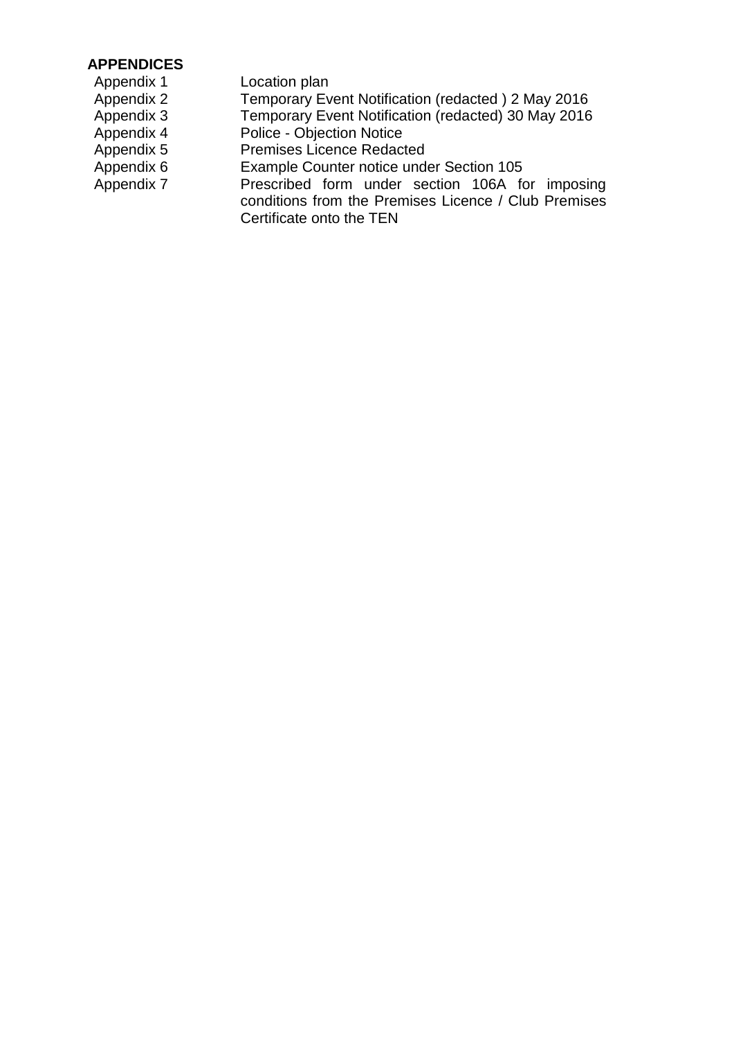**APPENDICES**

| | |
|---|---|
| Appendix 1 | Location plan |
| Appendix 2 | Temporary Event Notification (redacted ) 2 May 2016 |
| Appendix 3 | Temporary Event Notification (redacted) 30 May 2016 |
| Appendix 4 | Police - Objection Notice |
| Appendix 5 | Premises Licence Redacted |
| Appendix 6 | Example Counter notice under Section 105 |
| Appendix 7 | Prescribed form under section 106A for imposing conditions from the Premises Licence / Club Premises Certificate onto the TEN |